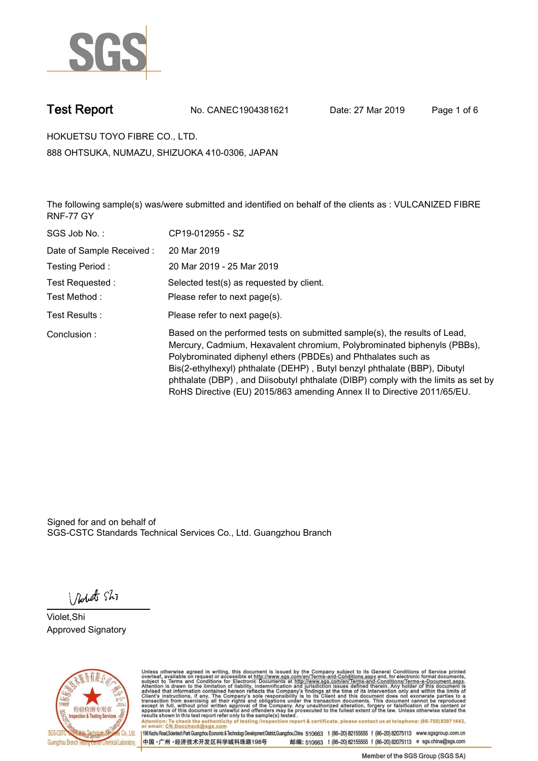# Test Report

No. CANEC1904381621 Date: 27 Mar 2019

HOKUETSU TOYO FIBRE CO., LTD.

888 OHTSUKA, NUMAZU, SHIZUOKA 410-0306, JAPAN

The following sample(s) was/were submitted and identified on behalf of the clients as : VULCANIZED FIBRE RNF-77 GY

| | |
|---|---|
| SGS Job No. : | CP19-012955 - SZ |
| Date of Sample Received : | 20 Mar 2019 |
| Testing Period : | 20 Mar 2019 - 25 Mar 2019 |
| Test Requested : | Selected test(s) as requested by client. |
| Test Method : | Please refer to next page(s). |
| Test Results : | Please refer to next page(s). |
| Conclusion : | Based on the performed tests on submitted sample(s), the results of Lead, Mercury, Cadmium, Hexavalent chromium, Polybrominated biphenyls (PBBs), Polybrominated diphenyl ethers (PBDEs) and Phthalates such as Bis(2-ethylhexyl) phthalate (DEHP) , Butyl benzyl phthalate (BBP), Dibutyl phthalate (DBP) , and Diisobutyl phthalate (DIBP) comply with the limits as set by RoHS Directive (EU) 2015/863 amending Annex II to Directive 2011/65/EU. |

Signed for and on behalf of
SGS-CSTC Standards Technical Services Co., Ltd. Guangzhou Branch

Violet,Shi
Approved Signatory

Unless otherwise agreed in writing, this document is issued by the Company subject to its General Conditions of Service printed overleaf, available on request or accessible at http://www.sgs.com/en/Terms-and-Conditions.aspx and, for electronic format documents, subject to Terms and Conditions for Electronic Documents at http://www.sgs.com/en/Terms-and-Conditions/Terms-e-Document.aspx. Attention is drawn to the limitation of liability, indemnification and jurisdiction issues defined therein. Any holder of this document is advised that information contained hereon reflects the Company's findings at the time of its intervention only and within the limits of Client's instructions, if any. The Company's sole responsibility is to its Client and this document does not exonerate parties to a transaction from exercising all their rights and obligations under the transaction documents. This document cannot be reproduced except in full, without prior written approval of the Company. Any unauthorized alteration, forgery or falsification of the content or appearance of this document is unlawful and offenders may be prosecuted to the fullest extent of the law. Unless otherwise stated the results shown in this test report refer only to the sample(s) tested .

Attention: To check the authenticity of testing /inspection report & certificate, please contact us at telephone: (86-755) 8307 1443, or email: CN.Doccheck@sgs.com

SGS-CSTC Standards Technical Services Co., Ltd. Guangzhou Branch Testing Center Chemical Laboratory. | 198 Kezhu Road,Scientech Park Guangzhou Economic & Technology Development District,Guangzhou,China 510663 t (86-20) 82155555 f (86-20) 82075113 www.sgsgroup.com.cn

中国・广州・经济技术开发区科学城科珠路198号 邮编: 510663 t (86-20) 82155555 f (86-20) 82075113 e sgs.china@sgs.com

Member of the SGS Group (SGS SA)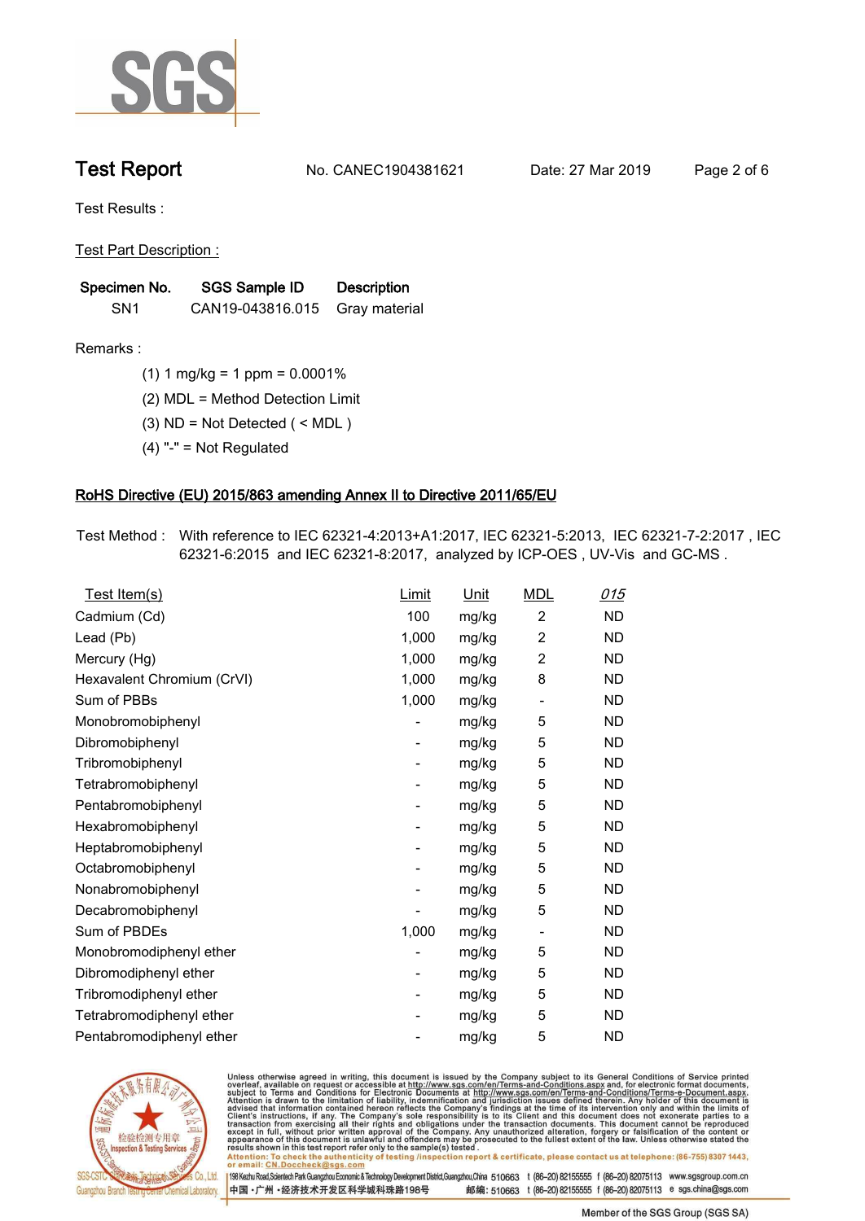# Test Report

No. CANEC1904381621 Date: 27 Mar 2019

Test Results :

Test Part Description :

| Specimen No. | SGS Sample ID | Description |
|---|---|---|
| SN1 | CAN19-043816.015 | Gray material |

Remarks :

(1) 1 mg/kg = 1 ppm = 0.0001%

(2) MDL = Method Detection Limit

(3) ND = Not Detected ( < MDL )

(4) "-" = Not Regulated

## RoHS Directive (EU) 2015/863 amending Annex II to Directive 2011/65/EU

Test Method : With reference to IEC 62321-4:2013+A1:2017, IEC 62321-5:2013, IEC 62321-7-2:2017 , IEC 62321-6:2015 and IEC 62321-8:2017, analyzed by ICP-OES , UV-Vis and GC-MS .

| Test Item(s) | Limit | Unit | MDL | 015 |
|---|---|---|---|---|
| Cadmium (Cd) | 100 | mg/kg | 2 | ND |
| Lead (Pb) | 1,000 | mg/kg | 2 | ND |
| Mercury (Hg) | 1,000 | mg/kg | 2 | ND |
| Hexavalent Chromium (CrVI) | 1,000 | mg/kg | 8 | ND |
| Sum of PBBs | 1,000 | mg/kg | - | ND |
| Monobromobiphenyl | - | mg/kg | 5 | ND |
| Dibromobiphenyl | - | mg/kg | 5 | ND |
| Tribromobiphenyl | - | mg/kg | 5 | ND |
| Tetrabromobiphenyl | - | mg/kg | 5 | ND |
| Pentabromobiphenyl | - | mg/kg | 5 | ND |
| Hexabromobiphenyl | - | mg/kg | 5 | ND |
| Heptabromobiphenyl | - | mg/kg | 5 | ND |
| Octabromobiphenyl | - | mg/kg | 5 | ND |
| Nonabromobiphenyl | - | mg/kg | 5 | ND |
| Decabromobiphenyl | - | mg/kg | 5 | ND |
| Sum of PBDEs | 1,000 | mg/kg | - | ND |
| Monobromodiphenyl ether | - | mg/kg | 5 | ND |
| Dibromodiphenyl ether | - | mg/kg | 5 | ND |
| Tribromodiphenyl ether | - | mg/kg | 5 | ND |
| Tetrabromodiphenyl ether | - | mg/kg | 5 | ND |
| Pentabromodiphenyl ether | - | mg/kg | 5 | ND |

Unless otherwise agreed in writing, this document is issued by the Company subject to its General Conditions of Service printed overleaf, available on request or accessible at http://www.sgs.com/en/Terms-and-Conditions.aspx and, for electronic format documents, subject to Terms and Conditions for Electronic Documents at http://www.sgs.com/en/Terms-and-Conditions/Terms-e-Document.aspx. Attention is drawn to the limitation of liability, indemnification and jurisdiction issues defined therein. Any holder of this document is advised that information contained hereon reflects the Company's findings at the time of its intervention only and within the limits of Client's instructions, if any. The Company's sole responsibility is to its Client and this document does not exonerate parties to a transaction from exercising all their rights and obligations under the transaction documents. This document cannot be reproduced except in full, without prior written approval of the Company. Any unauthorized alteration, forgery or falsification of the content or appearance of this document is unlawful and offenders may be prosecuted to the fullest extent of the law. Unless otherwise stated the results shown in this test report refer only to the sample(s) tested .
Attention: To check the authenticity of testing /inspection report & certificate, please contact us at telephone: (86-755) 8307 1443, or email: CN.Doccheck@sgs.com

SGS-CSTC Standards Technical Services Co., Ltd. Guangzhou Branch Testing Center Chemical Laboratory.
198 Kezhu Road,Scientech Park Guangzhou Economic & Technology Development District,Guangzhou,China 510663 t (86–20) 82155555 f (86–20) 82075113 www.sgsgroup.com.cn
中国 •广州 •经济技术开发区科学城科珠路198号 邮编: 510663 t (86–20) 82155555 f (86–20) 82075113 e sgs.china@sgs.com

Member of the SGS Group (SGS SA)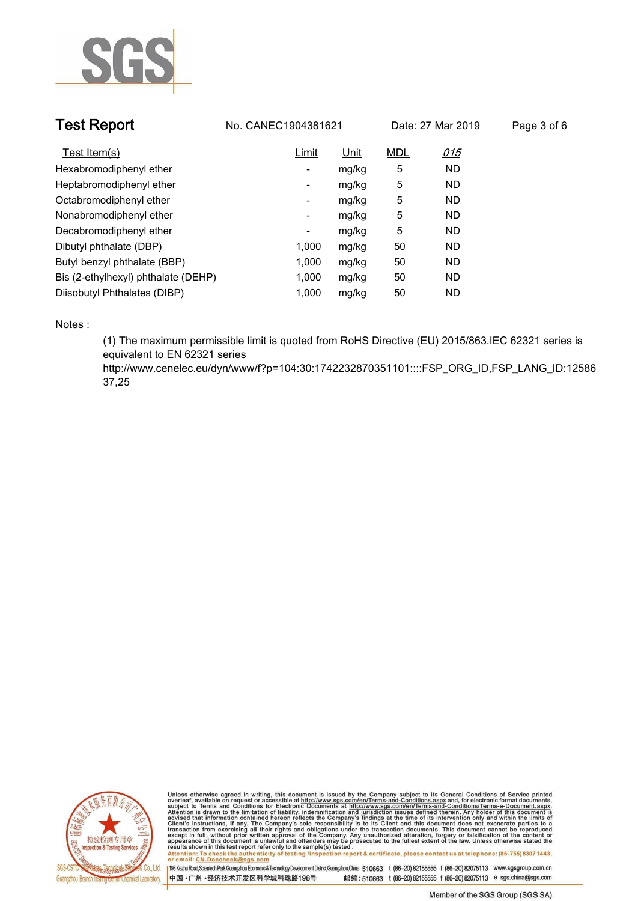| Test Item(s) | Limit | Unit | MDL | *015* |
|---|---|---|---|---|
| Hexabromodiphenyl ether | - | mg/kg | 5 | ND |
| Heptabromodiphenyl ether | - | mg/kg | 5 | ND |
| Octabromodiphenyl ether | - | mg/kg | 5 | ND |
| Nonabromodiphenyl ether | - | mg/kg | 5 | ND |
| Decabromodiphenyl ether | - | mg/kg | 5 | ND |
| Dibutyl phthalate (DBP) | 1,000 | mg/kg | 50 | ND |
| Butyl benzyl phthalate (BBP) | 1,000 | mg/kg | 50 | ND |
| Bis (2-ethylhexyl) phthalate (DEHP) | 1,000 | mg/kg | 50 | ND |
| Diisobutyl Phthalates (DIBP) | 1,000 | mg/kg | 50 | ND |

Notes :

(1) The maximum permissible limit is quoted from RoHS Directive (EU) 2015/863.IEC 62321 series is equivalent to EN 62321 series
http://www.cenelec.eu/dyn/www/f?p=104:30:1742232870351101::::FSP_ORG_ID,FSP_LANG_ID:1258637,25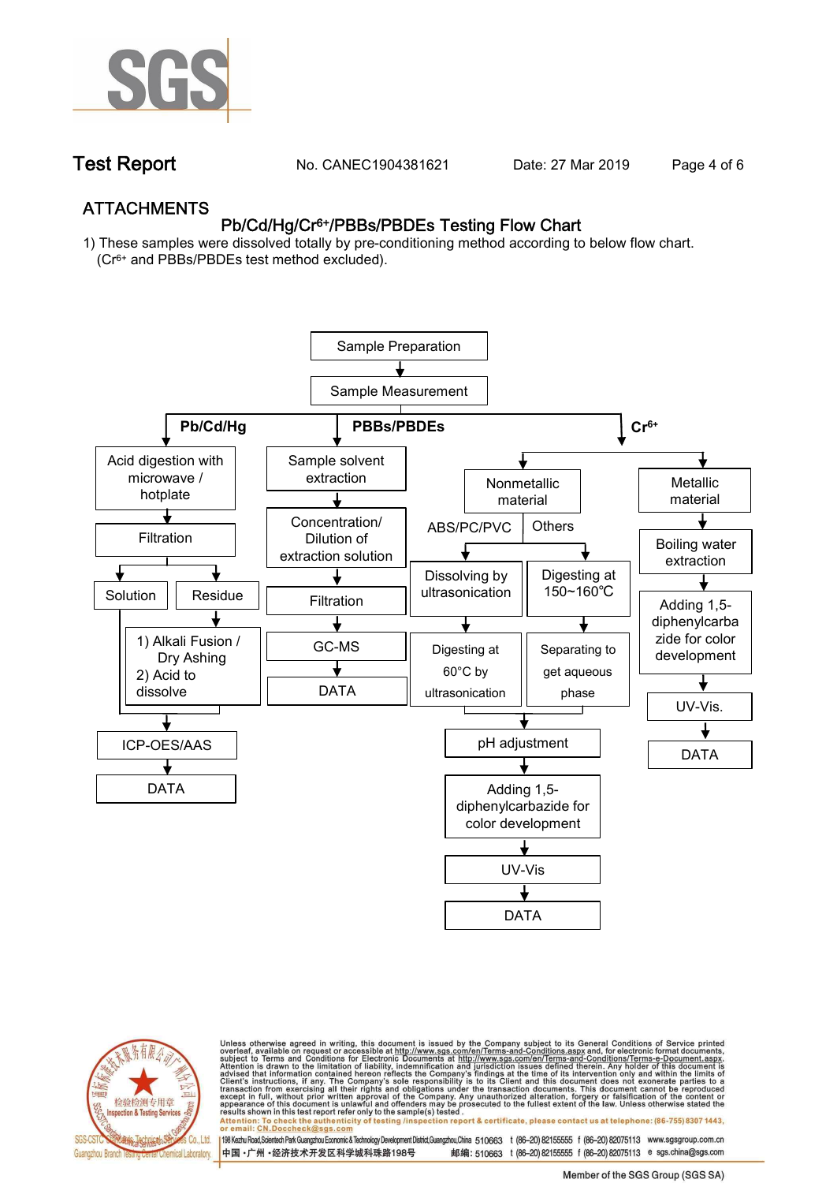## ATTACHMENTS

### $Pb/Cd/Hg/Cr^{6+}$/PBBs/PBDEs Testing Flow Chart

1) These samples were dissolved totally by pre-conditioning method according to below flow chart. ($Cr^{6+}$ and PBBs/PBDEs test method excluded).

Sample Preparation → Sample Measurement

**Pb/Cd/Hg**
- Acid digestion with microwave / hotplate → Filtration → Solution / Residue
  - Residue → 1) Alkali Fusion / Dry Ashing 2) Acid to dissolve
  - Solution and dissolved residue → ICP-OES/AAS → DATA

**PBBs/PBDEs**
- Sample solvent extraction → Concentration/ Dilution of extraction solution → Filtration → GC-MS → DATA

**$Cr^{6+}$**
- Nonmetallic material
  - ABS/PC/PVC → Dissolving by ultrasonication → Digesting at 60°C by ultrasonication
  - Others → Digesting at 150~160℃ → Separating to get aqueous phase
  - → pH adjustment → Adding 1,5-diphenylcarbazide for color development → UV-Vis → DATA
- Metallic material → Boiling water extraction → Adding 1,5-diphenylcarbazide for color development → UV-Vis. → DATA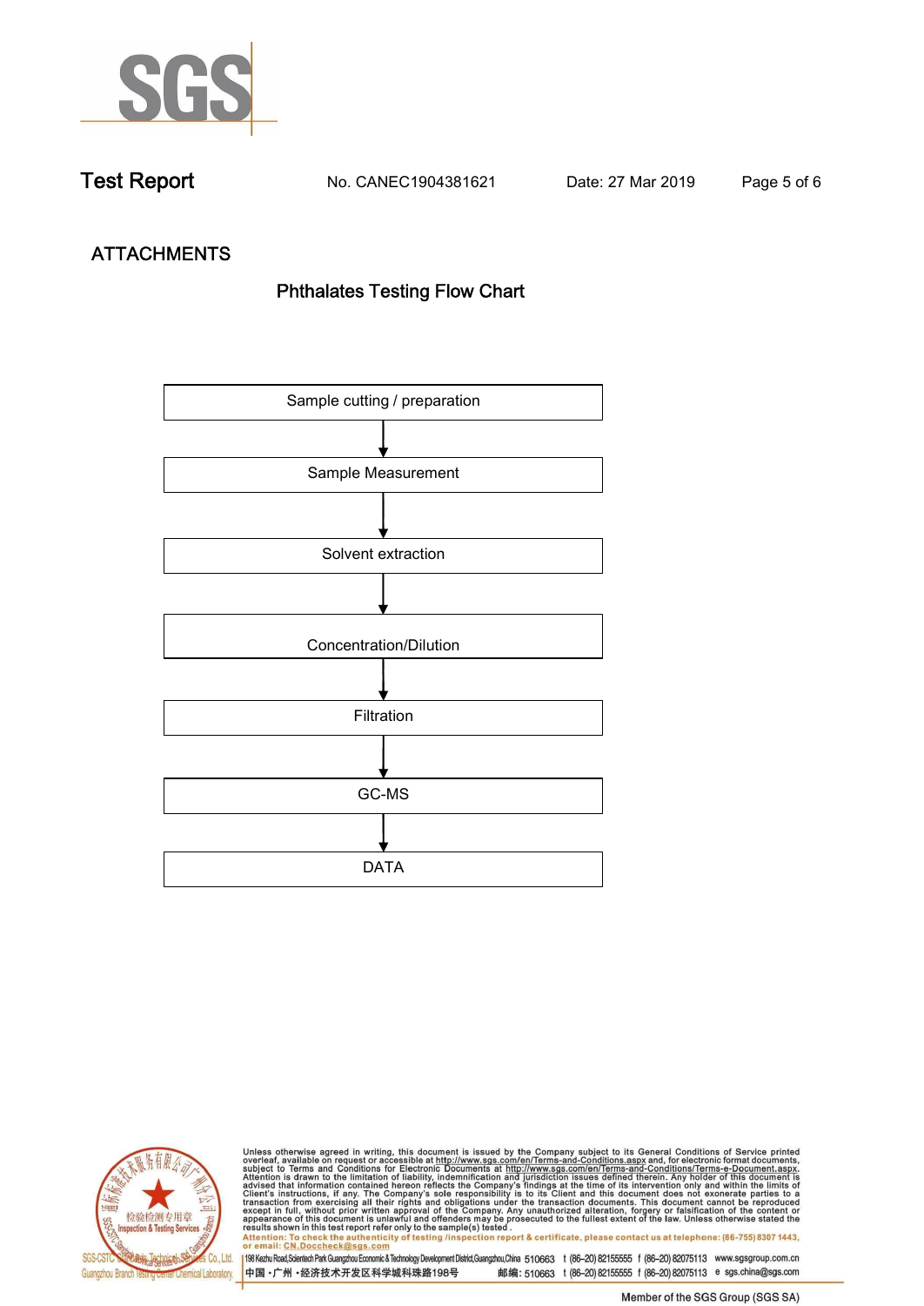Test Report No. CANEC1904381621 Date: 27 Mar 2019

## ATTACHMENTS

### Phthalates Testing Flow Chart

Sample cutting / preparation

↓

Sample Measurement

↓

Solvent extraction

↓

Concentration/Dilution

↓

Filtration

↓

GC-MS

↓

DATA

Unless otherwise agreed in writing, this document is issued by the Company subject to its General Conditions of Service printed overleaf, available on request or accessible at http://www.sgs.com/en/Terms-and-Conditions.aspx and, for electronic format documents, subject to Terms and Conditions for Electronic Documents at http://www.sgs.com/en/Terms-and-Conditions/Terms-e-Document.aspx. Attention is drawn to the limitation of liability, indemnification and jurisdiction issues defined therein. Any holder of this document is advised that information contained hereon reflects the Company's findings at the time of its intervention only and within the limits of Client's instructions, if any. The Company's sole responsibility is to its Client and this document does not exonerate parties to a transaction from exercising all their rights and obligations under the transaction documents. This document cannot be reproduced except in full, without prior written approval of the Company. Any unauthorized alteration, forgery or falsification of the content or appearance of this document is unlawful and offenders may be prosecuted to the fullest extent of the law. Unless otherwise stated the results shown in this test report refer only to the sample(s) tested.

Attention: To check the authenticity of testing /inspection report & certificate, please contact us at telephone: (86-755) 8307 1443, or email: CN.Doccheck@sgs.com

SGS-CSTC Standards Technical Services Co., Ltd. Guangzhou Branch Testing Center Chemical Laboratory.

198 Kezhu Road, Scientech Park Guangzhou Economic & Technology Development District, Guangzhou, China 510663 t (86-20) 82155555 f (86-20) 82075113 www.sgsgroup.com.cn

中国・广州・经济技术开发区科学城科珠路198号 邮编: 510663 t (86-20) 82155555 f (86-20) 82075113 e sgs.china@sgs.com

Member of the SGS Group (SGS SA)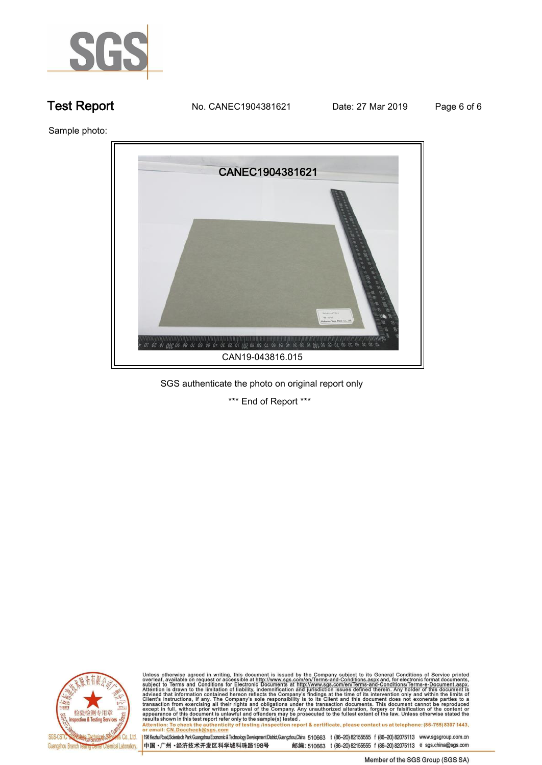**Test Report** No. CANEC1904381621 Date: 27 Mar 2019

Sample photo:

CANEC1904381621

CAN19-043816.015

SGS authenticate the photo on original report only

\*\*\* End of Report \*\*\*

Unless otherwise agreed in writing, this document is issued by the Company subject to its General Conditions of Service printed overleaf, available on request or accessible at http://www.sgs.com/en/Terms-and-Conditions.aspx and, for electronic format documents, subject to Terms and Conditions for Electronic Documents at http://www.sgs.com/en/Terms-and-Conditions/Terms-e-Document.aspx. Attention is drawn to the limitation of liability, indemnification and jurisdiction issues defined therein. Any holder of this document is advised that information contained hereon reflects the Company's findings at the time of its intervention only and within the limits of Client's instructions, if any. The Company's sole responsibility is to its Client and this document does not exonerate parties to a transaction from exercising all their rights and obligations under the transaction documents. This document cannot be reproduced except in full, without prior written approval of the Company. Any unauthorized alteration, forgery or falsification of the content or appearance of this document is unlawful and offenders may be prosecuted to the fullest extent of the law. Unless otherwise stated the results shown in this test report refer only to the sample(s) tested.

Attention: To check the authenticity of testing /inspection report & certificate, please contact us at telephone: (86-755) 8307 1443, or email: CN.Doccheck@sgs.com

198 Kezhu Road,Scientech Park Guangzhou Economic & Technology Development District,Guangzhou,China 510663 t (86-20) 82155555 f (86-20) 82075113 www.sgsgroup.com.cn

中国・广州・经济技术开发区科学城科珠路198号 邮编: 510663 t (86-20) 82155555 f (86-20) 82075113 e sgs.china@sgs.com

Member of the SGS Group (SGS SA)